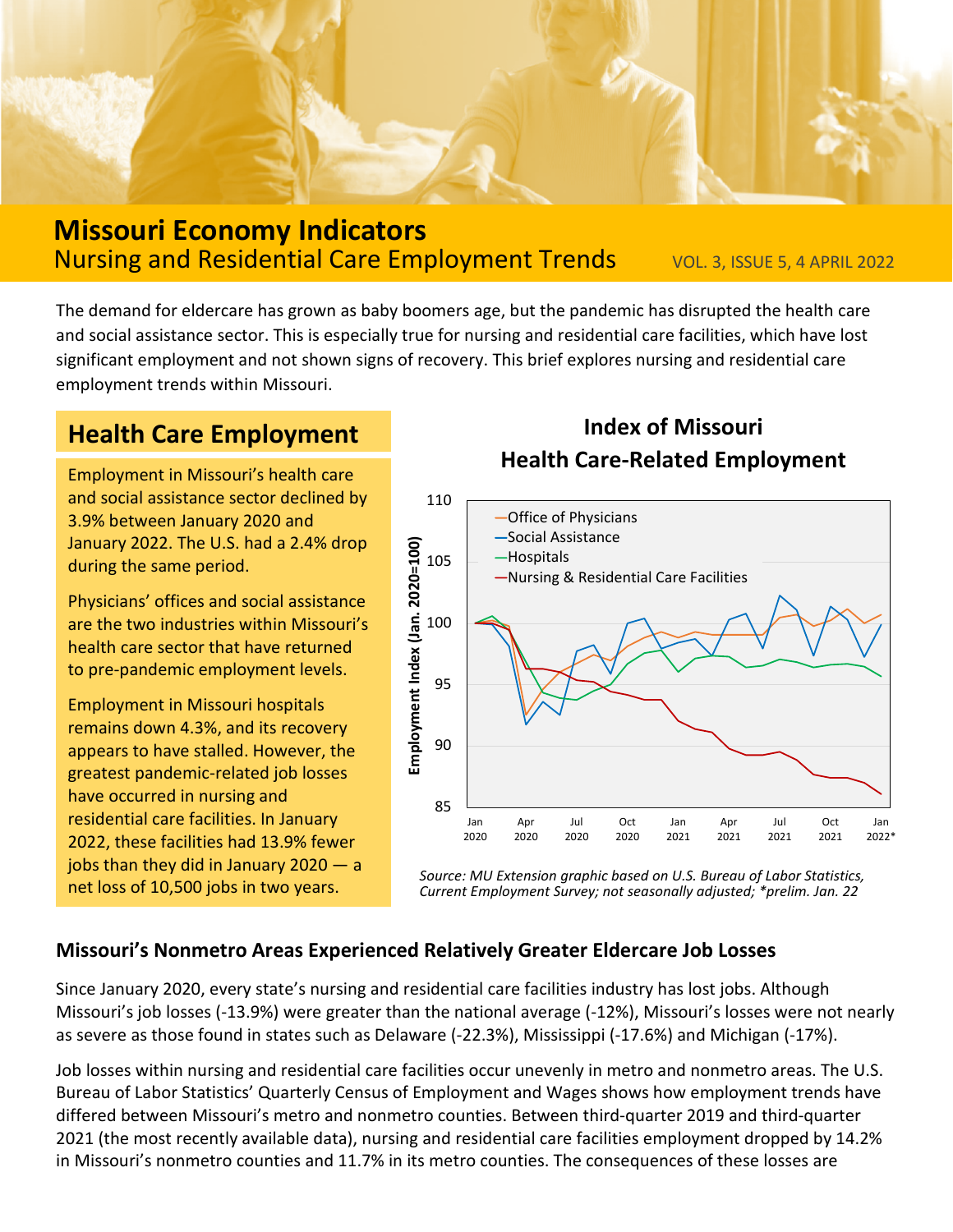# Missouri Economy Indicators

## Nursing and Residential Care Employment Trends

VOL. 3, ISSUE 5, 4 APRIL 2022

The demand for eldercare has grown as baby boomers age, but the pandemic has disrupted the health care and social assistance sector. This is especially true for nursing and residential care facilities, which have lost significant employment and not shown signs of recovery. This brief explores nursing and residential care employment trends within Missouri.

## Health Care Employment

Employment in Missouri's health care and social assistance sector declined by 3.9% between January 2020 and January 2022. The U.S. had a 2.4% drop during the same period.

Physicians' offices and social assistance are the two industries within Missouri's health care sector that have returned to pre-pandemic employment levels.

Employment in Missouri hospitals remains down 4.3%, and its recovery appears to have stalled. However, the greatest pandemic-related job losses have occurred in nursing and residential care facilities. In January 2022, these facilities had 13.9% fewer jobs than they did in January 2020 — a net loss of 10,500 jobs in two years.

**Index of Missouri Health Care-Related Employment**

*Source: MU Extension graphic based on U.S. Bureau of Labor Statistics, Current Employment Survey; not seasonally adjusted; *prelim. Jan. 22*

### Missouri's Nonmetro Areas Experienced Relatively Greater Eldercare Job Losses

Since January 2020, every state's nursing and residential care facilities industry has lost jobs. Although Missouri's job losses (-13.9%) were greater than the national average (-12%), Missouri's losses were not nearly as severe as those found in states such as Delaware (-22.3%), Mississippi (-17.6%) and Michigan (-17%).

Job losses within nursing and residential care facilities occur unevenly in metro and nonmetro areas. The U.S. Bureau of Labor Statistics' Quarterly Census of Employment and Wages shows how employment trends have differed between Missouri's metro and nonmetro counties. Between third-quarter 2019 and third-quarter 2021 (the most recently available data), nursing and residential care facilities employment dropped by 14.2% in Missouri's nonmetro counties and 11.7% in its metro counties. The consequences of these losses are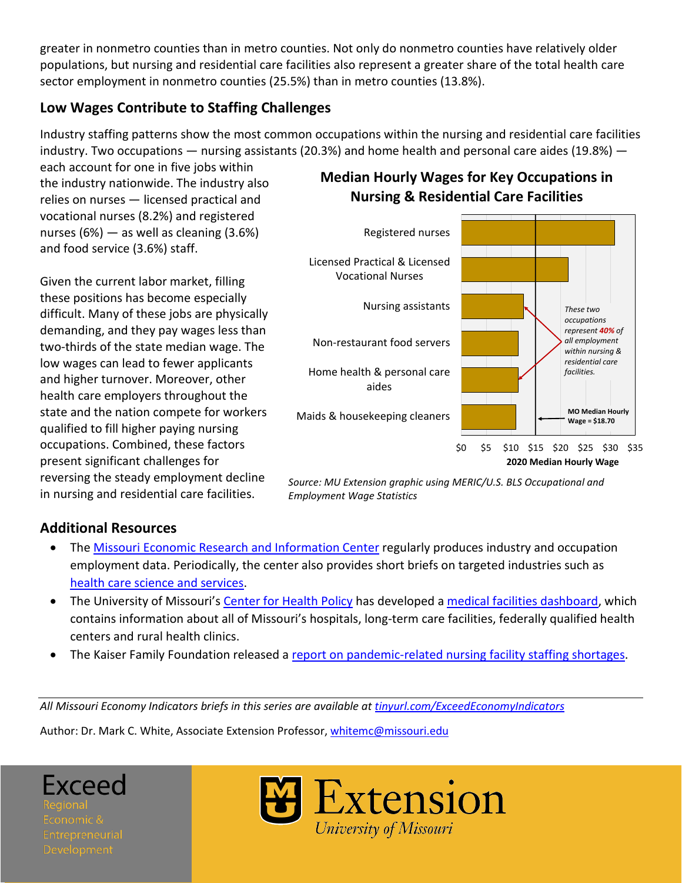greater in nonmetro counties than in metro counties. Not only do nonmetro counties have relatively older populations, but nursing and residential care facilities also represent a greater share of the total health care sector employment in nonmetro counties (25.5%) than in metro counties (13.8%).

## Low Wages Contribute to Staffing Challenges

Industry staffing patterns show the most common occupations within the nursing and residential care facilities industry. Two occupations — nursing assistants (20.3%) and home health and personal care aides (19.8%) — each account for one in five jobs within the industry nationwide. The industry also relies on nurses — licensed practical and vocational nurses (8.2%) and registered nurses (6%) — as well as cleaning (3.6%) and food service (3.6%) staff.

Given the current labor market, filling these positions has become especially difficult. Many of these jobs are physically demanding, and they pay wages less than two-thirds of the state median wage. The low wages can lead to fewer applicants and higher turnover. Moreover, other health care employers throughout the state and the nation compete for workers qualified to fill higher paying nursing occupations. Combined, these factors present significant challenges for reversing the steady employment decline in nursing and residential care facilities.

**Median Hourly Wages for Key Occupations in Nursing & Residential Care Facilities**

Registered nurses
Licensed Practical & Licensed Vocational Nurses
Nursing assistants
Non-restaurant food servers
Home health & personal care aides
Maids & housekeeping cleaners

*These two occupations represent **40%** of all employment within nursing & residential care facilities.*

**MO Median Hourly Wage = $18.70**

$0 $5 $10 $15 $20 $25 $30 $35

**2020 Median Hourly Wage**

*Source: MU Extension graphic using MERIC/U.S. BLS Occupational and Employment Wage Statistics*

## Additional Resources

- The Missouri Economic Research and Information Center regularly produces industry and occupation employment data. Periodically, the center also provides short briefs on targeted industries such as health care science and services.
- The University of Missouri's Center for Health Policy has developed a medical facilities dashboard, which contains information about all of Missouri's hospitals, long-term care facilities, federally qualified health centers and rural health clinics.
- The Kaiser Family Foundation released a report on pandemic-related nursing facility staffing shortages.

*All Missouri Economy Indicators briefs in this series are available at tinyurl.com/ExceedEconomyIndicators*

Author: Dr. Mark C. White, Associate Extension Professor, whitemc@missouri.edu

Exceed
Regional Economic & Entrepreneurial Development

Extension
University of Missouri